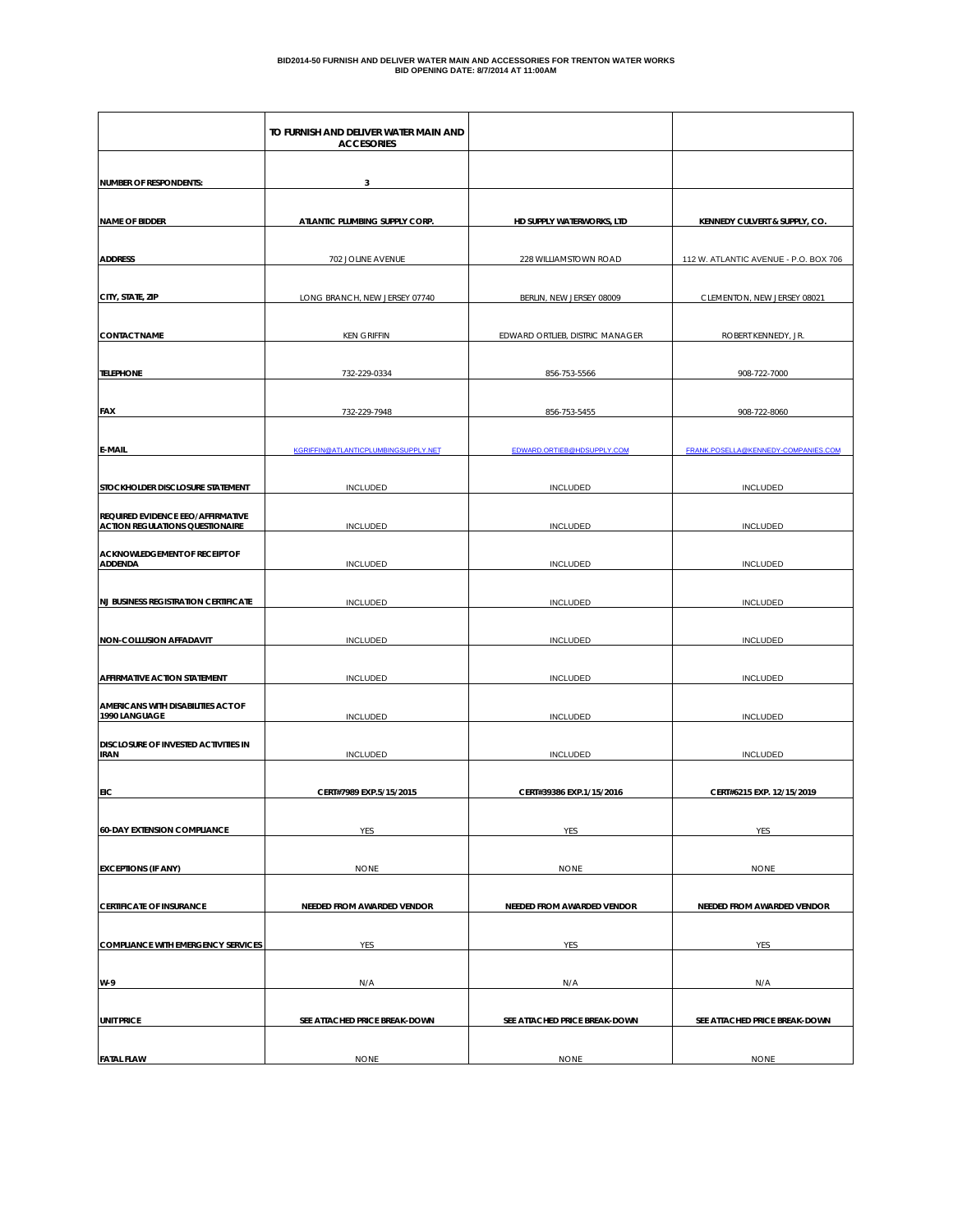**BID2014-50 FURNISH AND DELIVER WATER MAIN AND ACCESSORIES FOR TRENTON WATER WORKS**
**BID OPENING DATE: 8/7/2014 AT 11:00AM**

| | TO FURNISH AND DELIVER WATER MAIN AND ACCESORIES | | |
|---|---|---|---|
| NUMBER OF RESPONDENTS: | 3 | | |
| NAME OF BIDDER | ATLANTIC PLUMBING SUPPLY CORP. | HD SUPPLY WATERWORKS, LTD | KENNEDY CULVERT & SUPPLY, CO. |
| ADDRESS | 702 JOLINE AVENUE | 228 WILLIAMSTOWN ROAD | 112 W. ATLANTIC AVENUE - P.O. BOX 706 |
| CITY, STATE, ZIP | LONG BRANCH, NEW JERSEY 07740 | BERLIN, NEW JERSEY 08009 | CLEMENTON, NEW JERSEY 08021 |
| CONTACT NAME | KEN GRIFFIN | EDWARD ORTLIEB, DISTRIC MANAGER | ROBERT KENNEDY, JR. |
| TELEPHONE | 732-229-0334 | 856-753-5566 | 908-722-7000 |
| FAX | 732-229-7948 | 856-753-5455 | 908-722-8060 |
| E-MAIL | KGRIFFIN@ATLANTICPLUMBINGSUPPLY.NET | EDWARD.ORTIEB@HDSUPPLY.COM | FRANK.POSELLA@KENNEDY-COMPANIES.COM |
| STOCKHOLDER DISCLOSURE STATEMENT | INCLUDED | INCLUDED | INCLUDED |
| REQUIRED EVIDENCE EEO/AFFIRMATIVE ACTION REGULATIONS QUESTIONAIRE | INCLUDED | INCLUDED | INCLUDED |
| ACKNOWLEDGEMENT OF RECEIPT OF ADDENDA | INCLUDED | INCLUDED | INCLUDED |
| NJ BUSINESS REGISTRATION CERTIFICATE | INCLUDED | INCLUDED | INCLUDED |
| NON-COLLUSION AFFADAVIT | INCLUDED | INCLUDED | INCLUDED |
| AFFIRMATIVE ACTION STATEMENT | INCLUDED | INCLUDED | INCLUDED |
| AMERICANS WITH DISABILITIES ACT OF 1990 LANGUAGE | INCLUDED | INCLUDED | INCLUDED |
| DISCLOSURE OF INVESTED ACTIVITIES IN IRAN | INCLUDED | INCLUDED | INCLUDED |
| EIC | CERT#7989 EXP.5/15/2015 | CERT#39386 EXP.1/15/2016 | CERT#6215 EXP. 12/15/2019 |
| 60-DAY EXTENSION COMPLIANCE | YES | YES | YES |
| EXCEPTIONS (IF ANY) | NONE | NONE | NONE |
| CERTIFICATE OF INSURANCE | NEEDED FROM AWARDED VENDOR | NEEDED FROM AWARDED VENDOR | NEEDED FROM AWARDED VENDOR |
| COMPLIANCE WITH EMERGENCY SERVICES | YES | YES | YES |
| W-9 | N/A | N/A | N/A |
| UNIT PRICE | SEE ATTACHED PRICE BREAK-DOWN | SEE ATTACHED PRICE BREAK-DOWN | SEE ATTACHED PRICE BREAK-DOWN |
| FATAL FLAW | NONE | NONE | NONE |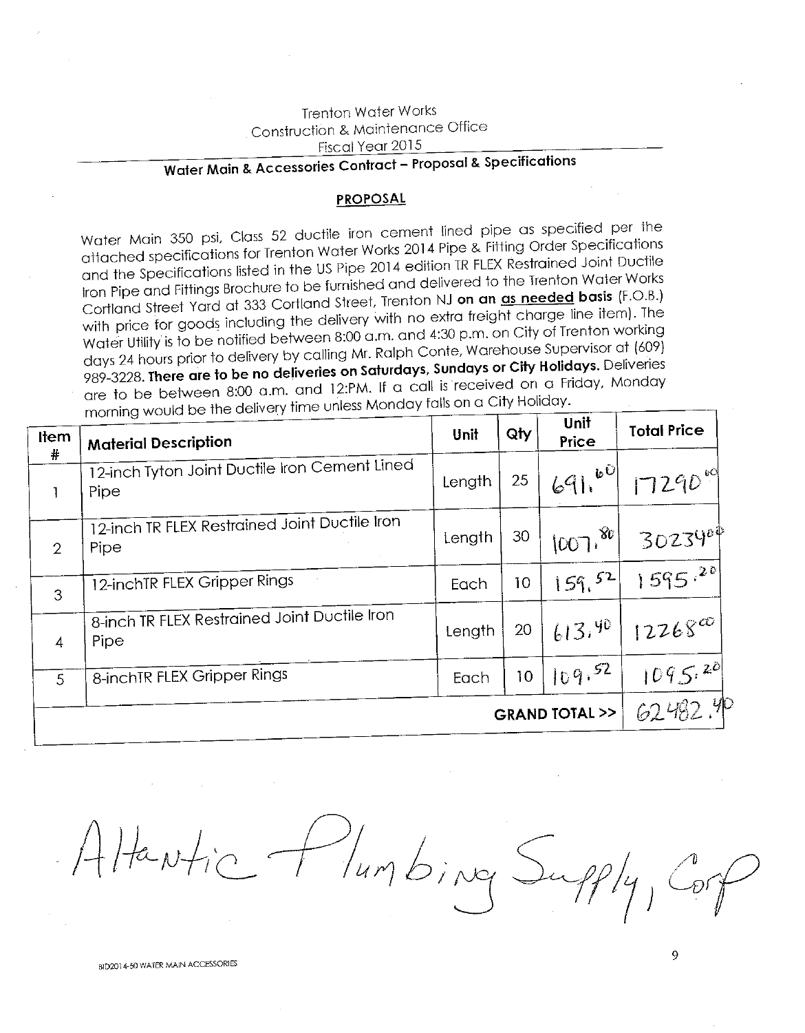Trenton Water Works
Construction & Maintenance Office
Fiscal Year 2015

## Water Main & Accessories Contract – Proposal & Specifications

### PROPOSAL

Water Main 350 psi, Class 52 ductile iron cement lined pipe as specified per the attached specifications for Trenton Water Works 2014 Pipe & Fitting Order Specifications and the Specifications listed in the US Pipe 2014 edition TR FLEX Restrained Joint Ductile Iron Pipe and Fittings Brochure to be furnished and delivered to the Trenton Water Works Cortland Street Yard at 333 Cortland Street, Trenton NJ **on an as needed basis** (F.O.B.) with price for goods including the delivery with no extra freight charge line item). The Water Utility is to be notified between 8:00 a.m. and 4:30 p.m. on City of Trenton working days 24 hours prior to delivery by calling Mr. Ralph Conte, Warehouse Supervisor at (609) 989-3228. **There are to be no deliveries on Saturdays, Sundays or City Holidays.** Deliveries are to be between 8:00 a.m. and 12:PM. If a call is received on a Friday, Monday morning would be the delivery time unless Monday falls on a City Holiday.

| Item # | Material Description | Unit | Qty | Unit Price | Total Price |
|---|---|---|---|---|---|
| 1 | 12-inch Tyton Joint Ductile Iron Cement Lined Pipe | Length | 25 | 691.60 | 17290.00 |
| 2 | 12-inch TR FLEX Restrained Joint Ductile Iron Pipe | Length | 30 | 1007.80 | 30234.00 |
| 3 | 12-inchTR FLEX Gripper Rings | Each | 10 | 159.52 | 1595.20 |
| 4 | 8-inch TR FLEX Restrained Joint Ductile Iron Pipe | Length | 20 | 613.40 | 12268.00 |
| 5 | 8-inchTR FLEX Gripper Rings | Each | 10 | 109.52 | 1095.20 |
| | | | | **GRAND TOTAL >>** | 62482.40 |

Atlantic Plumbing Supply, Corp

BID2014-50 WATER MAIN ACCESSORIES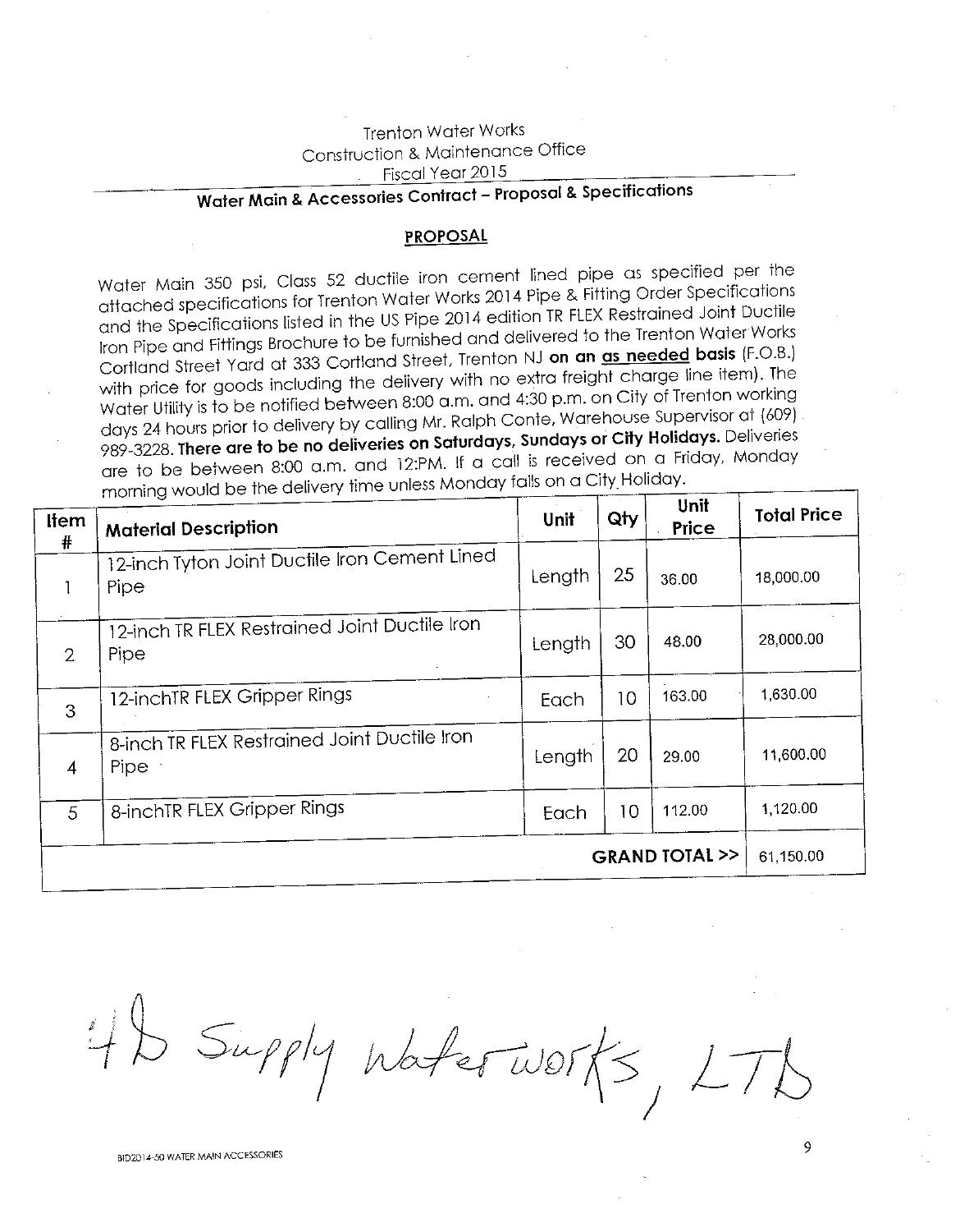Trenton Water Works
Construction & Maintenance Office
Fiscal Year 2015

## Water Main & Accessories Contract – Proposal & Specifications

### PROPOSAL

Water Main 350 psi, Class 52 ductile iron cement lined pipe as specified per the attached specifications for Trenton Water Works 2014 Pipe & Fitting Order Specifications and the Specifications listed in the US Pipe 2014 edition TR FLEX Restrained Joint Ductile Iron Pipe and Fittings Brochure to be furnished and delivered to the Trenton Water Works Cortland Street Yard at 333 Cortland Street, Trenton NJ **on an as needed basis** (F.O.B.) with price for goods including the delivery with no extra freight charge line item). The Water Utility is to be notified between 8:00 a.m. and 4:30 p.m. on City of Trenton working days 24 hours prior to delivery by calling Mr. Ralph Conte, Warehouse Supervisor at (609) 989-3228. **There are to be no deliveries on Saturdays, Sundays or City Holidays.** Deliveries are to be between 8:00 a.m. and 12:PM. If a call is received on a Friday, Monday morning would be the delivery time unless Monday falls on a City Holiday.

| Item # | Material Description | Unit | Qty | Unit Price | Total Price |
|---|---|---|---|---|---|
| 1 | 12-inch Tyton Joint Ductile Iron Cement Lined Pipe | Length | 25 | 36.00 | 18,000.00 |
| 2 | 12-inch TR FLEX Restrained Joint Ductile Iron Pipe | Length | 30 | 48.00 | 28,000.00 |
| 3 | 12-inchTR FLEX Gripper Rings | Each | 10 | 163.00 | 1,630.00 |
| 4 | 8-inch TR FLEX Restrained Joint Ductile Iron Pipe | Length | 20 | 29.00 | 11,600.00 |
| 5 | 8-inchTR FLEX Gripper Rings | Each | 10 | 112.00 | 1,120.00 |
| | | | | **GRAND TOTAL >>** | 61,150.00 |

4D Supply Waterworks, LTD

BID2014-50 WATER MAIN ACCESSORIES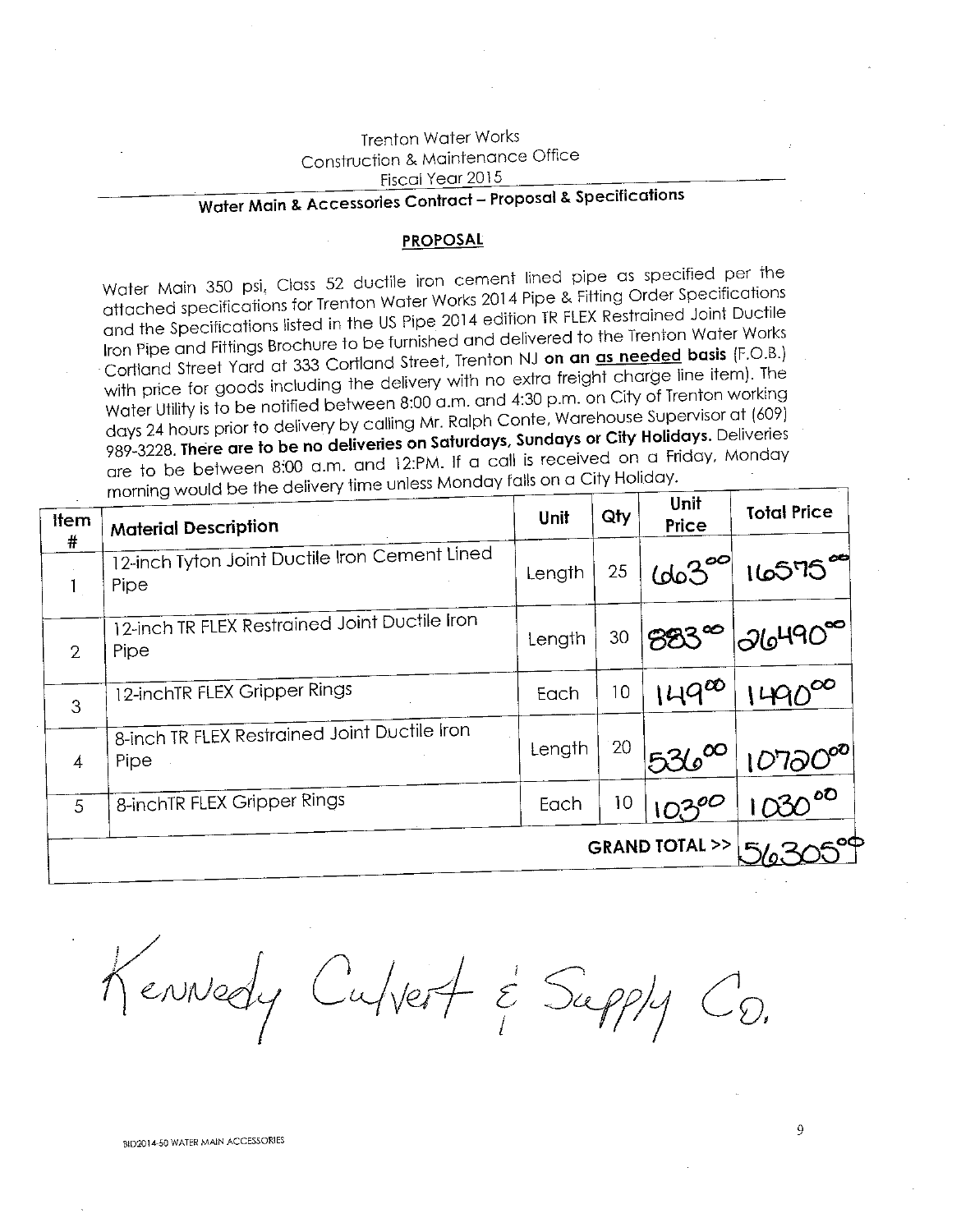Trenton Water Works
Construction & Maintenance Office
Fiscal Year 2015

## Water Main & Accessories Contract – Proposal & Specifications

### PROPOSAL

Water Main 350 psi, Class 52 ductile iron cement lined pipe as specified per the attached specifications for Trenton Water Works 2014 Pipe & Fitting Order Specifications and the Specifications listed in the US Pipe 2014 edition TR FLEX Restrained Joint Ductile Iron Pipe and Fittings Brochure to be furnished and delivered to the Trenton Water Works Cortland Street Yard at 333 Cortland Street, Trenton NJ **on an as needed basis** (F.O.B.) with price for goods including the delivery with no extra freight charge line item). The Water Utility is to be notified between 8:00 a.m. and 4:30 p.m. on City of Trenton working days 24 hours prior to delivery by calling Mr. Ralph Conte, Warehouse Supervisor at (609) 989-3228. **There are to be no deliveries on Saturdays, Sundays or City Holidays.** Deliveries are to be between 8:00 a.m. and 12:PM. If a call is received on a Friday, Monday morning would be the delivery time unless Monday falls on a City Holiday.

| Item # | Material Description | Unit | Qty | Unit Price | Total Price |
|---|---|---|---|---|---|
| 1 | 12-inch Tyton Joint Ductile Iron Cement Lined Pipe | Length | 25 | 663.00 | 16575.00 |
| 2 | 12-inch TR FLEX Restrained Joint Ductile Iron Pipe | Length | 30 | 883.00 | 26490.00 |
| 3 | 12-inchTR FLEX Gripper Rings | Each | 10 | 149.00 | 1490.00 |
| 4 | 8-inch TR FLEX Restrained Joint Ductile Iron Pipe | Length | 20 | 536.00 | 10720.00 |
| 5 | 8-inchTR FLEX Gripper Rings | Each | 10 | 103.00 | 1030.00 |
| | | | | **GRAND TOTAL >>** | 56305.00 |

Kennedy Culvert & Supply Co.

BID2014-50 WATER MAIN ACCESSORIES